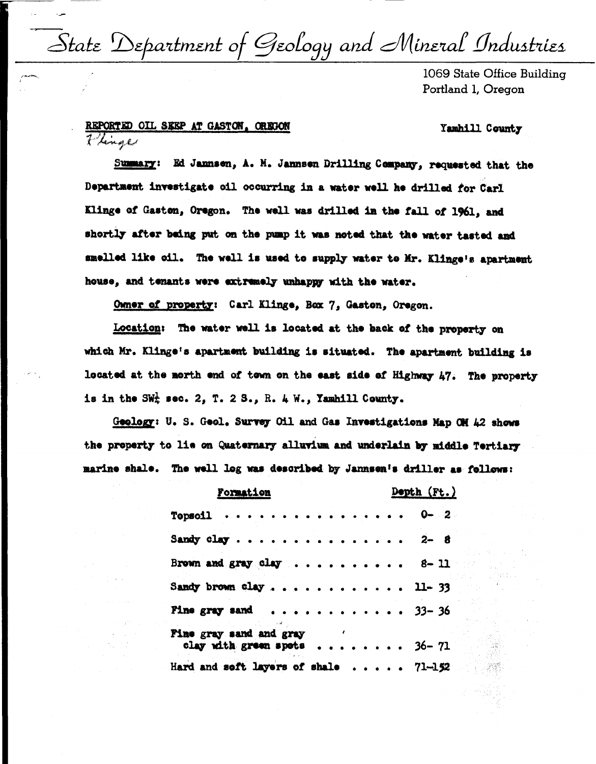# State Department of Geology and Mineral Industries

1069 State Office Building
Portland 1, Oregon

## REPORTED OIL SEEP AT GASTON, OREGON

Klinge

Yamhill County

Summary: Ed Jannsen, A. M. Jannsen Drilling Company, requested that the Department investigate oil occurring in a water well he drilled for Carl Klinge of Gaston, Oregon. The well was drilled in the fall of 1961, and shortly after being put on the pump it was noted that the water tasted and smelled like oil. The well is used to supply water to Mr. Klinge's apartment house, and tenants were extremely unhappy with the water.

Owner of property: Carl Klinge, Box 7, Gaston, Oregon.

Location: The water well is located at the back of the property on which Mr. Klinge's apartment building is situated. The apartment building is located at the north end of town on the east side of Highway 47. The property is in the SW¼ sec. 2, T. 2 S., R. 4 W., Yamhill County.

Geology: U. S. Geol. Survey Oil and Gas Investigations Map OM 42 shows the property to lie on Quaternary alluvium and underlain by middle Tertiary marine shale. The well log was described by Jannsen's driller as follows:

| Formation | Depth (Ft.) |
|---|---|
| Topsoil | 0- 2 |
| Sandy clay | 2- 8 |
| Brown and gray clay | 8- 11 |
| Sandy brown clay | 11- 33 |
| Fine gray sand | 33- 36 |
| Fine gray sand and gray clay with green spots | 36- 71 |
| Hard and soft layers of shale | 71-152 |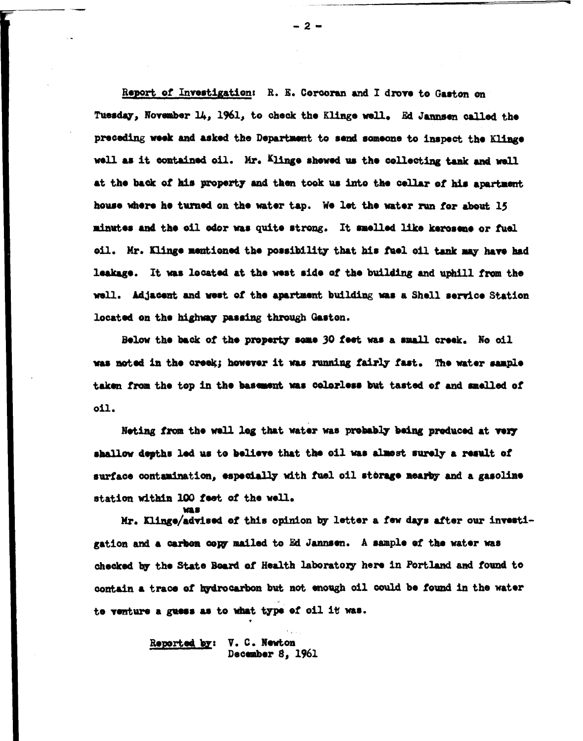Report of Investigation: R. E. Corcoran and I drove to Gaston on Tuesday, November 14, 1961, to check the Klinge well. Ed Jannsen called the preceding week and asked the Department to send someone to inspect the Klinge well as it contained oil. Mr. Klinge showed us the collecting tank and well at the back of his property and then took us into the cellar of his apartment house where he turned on the water tap. We let the water run for about 15 minutes and the oil odor was quite strong. It smelled like kerosene or fuel oil. Mr. Klinge mentioned the possibility that his fuel oil tank may have had leakage. It was located at the west side of the building and uphill from the well. Adjacent and west of the apartment building was a Shell service Station located on the highway passing through Gaston.

Below the back of the property some 30 feet was a small creek. No oil was noted in the creek; however it was running fairly fast. The water sample taken from the top in the basement was colorless but tasted of and smelled of oil.

Noting from the well log that water was probably being produced at very shallow depths led us to believe that the oil was almost surely a result of surface contamination, especially with fuel oil storage nearby and a gasoline station within 100 feet of the well.

Mr. Klinge was advised of this opinion by letter a few days after our investigation and a carbon copy mailed to Ed Jannsen. A sample of the water was checked by the State Board of Health laboratory here in Portland and found to contain a trace of hydrocarbon but not enough oil could be found in the water to venture a guess as to what type of oil it was.

Reported by: V. C. Newton
December 8, 1961